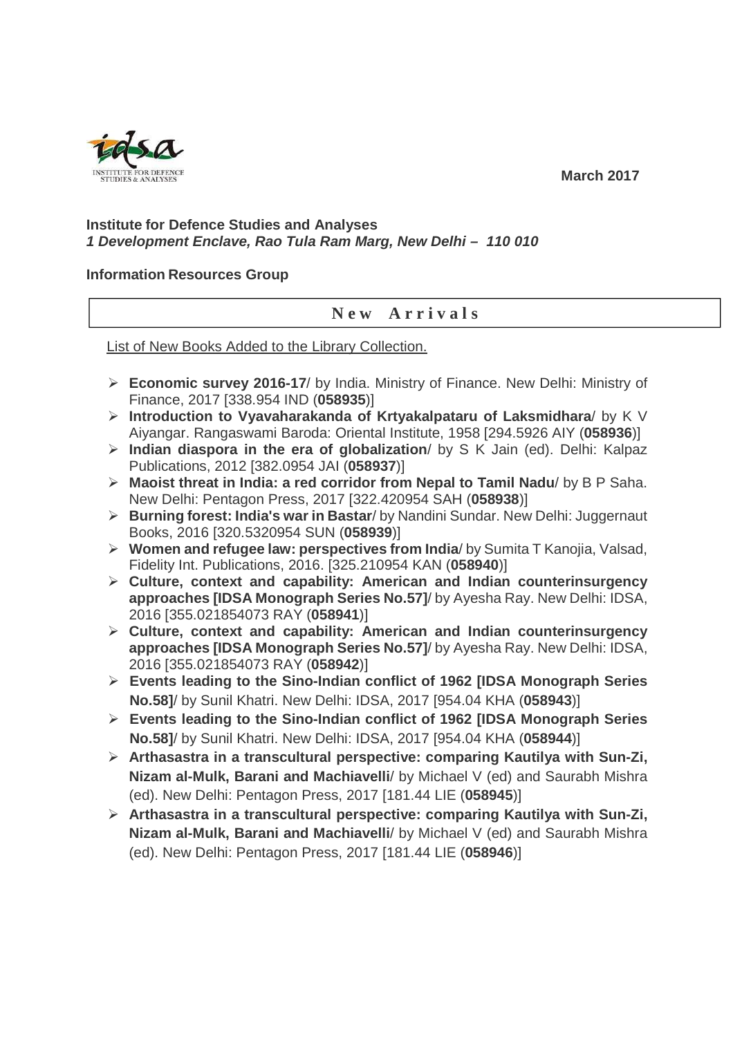March 2017

**Institute for Defence Studies and Analyses**
***1 Development Enclave, Rao Tula Ram Marg, New Delhi – 110 010***

**Information Resources Group**

## New Arrivals

List of New Books Added to the Library Collection.

- **Economic survey 2016-17**/ by India. Ministry of Finance. New Delhi: Ministry of Finance, 2017 [338.954 IND (**058935**)]
- **Introduction to Vyavaharakanda of Krtyakalpataru of Laksmidhara**/ by K V Aiyangar. Rangaswami Baroda: Oriental Institute, 1958 [294.5926 AIY (**058936**)]
- **Indian diaspora in the era of globalization**/ by S K Jain (ed). Delhi: Kalpaz Publications, 2012 [382.0954 JAI (**058937**)]
- **Maoist threat in India: a red corridor from Nepal to Tamil Nadu**/ by B P Saha. New Delhi: Pentagon Press, 2017 [322.420954 SAH (**058938**)]
- **Burning forest: India's war in Bastar**/ by Nandini Sundar. New Delhi: Juggernaut Books, 2016 [320.5320954 SUN (**058939**)]
- **Women and refugee law: perspectives from India**/ by Sumita T Kanojia, Valsad, Fidelity Int. Publications, 2016. [325.210954 KAN (**058940**)]
- **Culture, context and capability: American and Indian counterinsurgency approaches [IDSA Monograph Series No.57]**/ by Ayesha Ray. New Delhi: IDSA, 2016 [355.021854073 RAY (**058941**)]
- **Culture, context and capability: American and Indian counterinsurgency approaches [IDSA Monograph Series No.57]**/ by Ayesha Ray. New Delhi: IDSA, 2016 [355.021854073 RAY (**058942**)]
- **Events leading to the Sino-Indian conflict of 1962 [IDSA Monograph Series No.58]**/ by Sunil Khatri. New Delhi: IDSA, 2017 [954.04 KHA (**058943**)]
- **Events leading to the Sino-Indian conflict of 1962 [IDSA Monograph Series No.58]**/ by Sunil Khatri. New Delhi: IDSA, 2017 [954.04 KHA (**058944**)]
- **Arthasastra in a transcultural perspective: comparing Kautilya with Sun-Zi, Nizam al-Mulk, Barani and Machiavelli**/ by Michael V (ed) and Saurabh Mishra (ed). New Delhi: Pentagon Press, 2017 [181.44 LIE (**058945**)]
- **Arthasastra in a transcultural perspective: comparing Kautilya with Sun-Zi, Nizam al-Mulk, Barani and Machiavelli**/ by Michael V (ed) and Saurabh Mishra (ed). New Delhi: Pentagon Press, 2017 [181.44 LIE (**058946**)]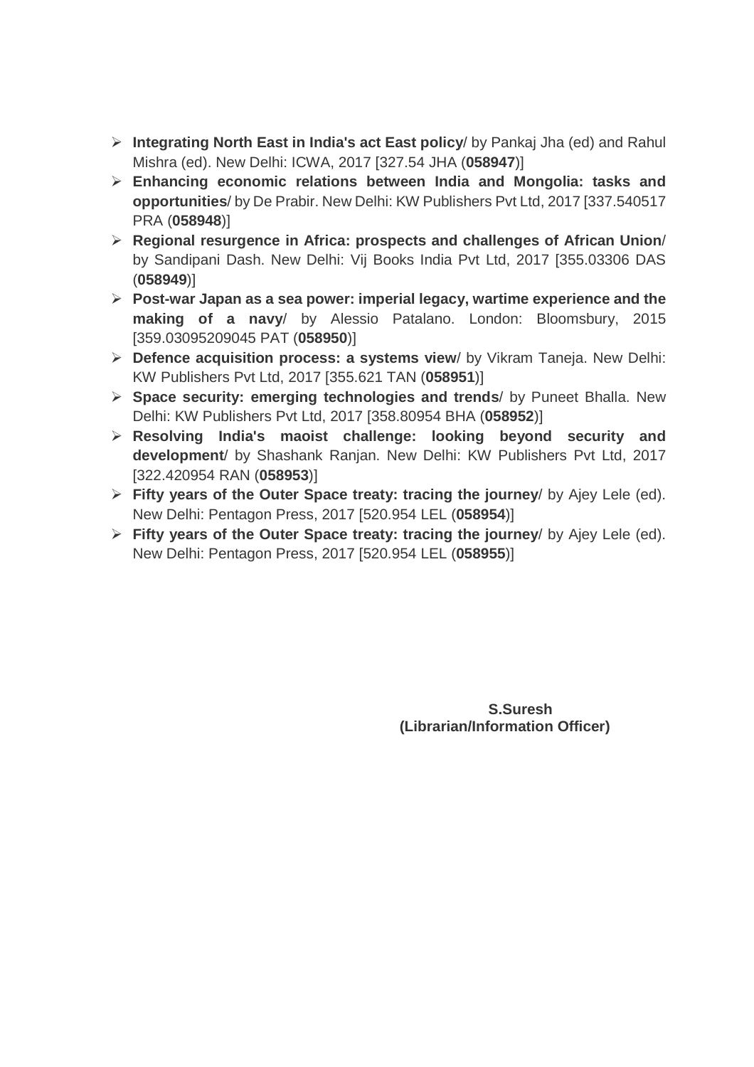- **Integrating North East in India's act East policy**/ by Pankaj Jha (ed) and Rahul Mishra (ed). New Delhi: ICWA, 2017 [327.54 JHA (**058947**)]
- **Enhancing economic relations between India and Mongolia: tasks and opportunities**/ by De Prabir. New Delhi: KW Publishers Pvt Ltd, 2017 [337.540517 PRA (**058948**)]
- **Regional resurgence in Africa: prospects and challenges of African Union**/ by Sandipani Dash. New Delhi: Vij Books India Pvt Ltd, 2017 [355.03306 DAS (**058949**)]
- **Post-war Japan as a sea power: imperial legacy, wartime experience and the making of a navy**/ by Alessio Patalano. London: Bloomsbury, 2015 [359.03095209045 PAT (**058950**)]
- **Defence acquisition process: a systems view**/ by Vikram Taneja. New Delhi: KW Publishers Pvt Ltd, 2017 [355.621 TAN (**058951**)]
- **Space security: emerging technologies and trends**/ by Puneet Bhalla. New Delhi: KW Publishers Pvt Ltd, 2017 [358.80954 BHA (**058952**)]
- **Resolving India's maoist challenge: looking beyond security and development**/ by Shashank Ranjan. New Delhi: KW Publishers Pvt Ltd, 2017 [322.420954 RAN (**058953**)]
- **Fifty years of the Outer Space treaty: tracing the journey**/ by Ajey Lele (ed). New Delhi: Pentagon Press, 2017 [520.954 LEL (**058954**)]
- **Fifty years of the Outer Space treaty: tracing the journey**/ by Ajey Lele (ed). New Delhi: Pentagon Press, 2017 [520.954 LEL (**058955**)]

**S.Suresh**
**(Librarian/Information Officer)**